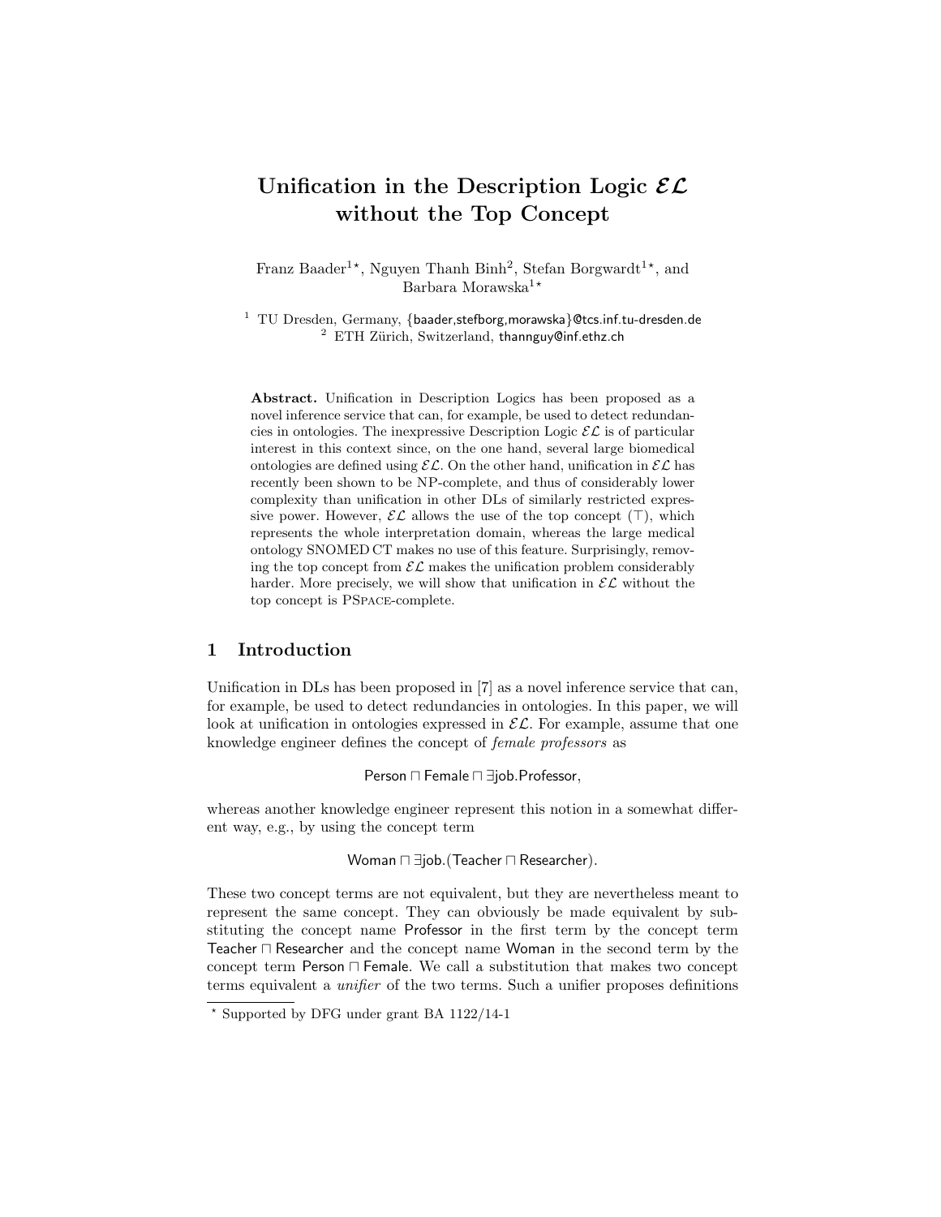# Unification in the Description Logic $\mathcal{EL}$ without the Top Concept

Franz Baader[1*], Nguyen Thanh Binh[2], Stefan Borgwardt[1*], and Barbara Morawska[1*]

[1] TU Dresden, Germany, {baader,stefborg,morawska}@tcs.inf.tu-dresden.de
[2] ETH Zürich, Switzerland, thannguy@inf.ethz.ch

**Abstract.** Unification in Description Logics has been proposed as a novel inference service that can, for example, be used to detect redundancies in ontologies. The inexpressive Description Logic $\mathcal{EL}$ is of particular interest in this context since, on the one hand, several large biomedical ontologies are defined using $\mathcal{EL}$. On the other hand, unification in $\mathcal{EL}$ has recently been shown to be NP-complete, and thus of considerably lower complexity than unification in other DLs of similarly restricted expressive power. However, $\mathcal{EL}$ allows the use of the top concept ($\top$), which represents the whole interpretation domain, whereas the large medical ontology SNOMED CT makes no use of this feature. Surprisingly, removing the top concept from $\mathcal{EL}$ makes the unification problem considerably harder. More precisely, we will show that unification in $\mathcal{EL}$ without the top concept is PSpace-complete.

## 1 Introduction

Unification in DLs has been proposed in [7] as a novel inference service that can, for example, be used to detect redundancies in ontologies. In this paper, we will look at unification in ontologies expressed in $\mathcal{EL}$. For example, assume that one knowledge engineer defines the concept of *female professors* as

$$\mathsf{Person} \sqcap \mathsf{Female} \sqcap \exists \mathsf{job}.\mathsf{Professor},$$

whereas another knowledge engineer represent this notion in a somewhat different way, e.g., by using the concept term

$$\mathsf{Woman} \sqcap \exists \mathsf{job}.(\mathsf{Teacher} \sqcap \mathsf{Researcher}).$$

These two concept terms are not equivalent, but they are nevertheless meant to represent the same concept. They can obviously be made equivalent by substituting the concept name Professor in the first term by the concept term Teacher $\sqcap$ Researcher and the concept name Woman in the second term by the concept term Person $\sqcap$ Female. We call a substitution that makes two concept terms equivalent a *unifier* of the two terms. Such a unifier proposes definitions

* Supported by DFG under grant BA 1122/14-1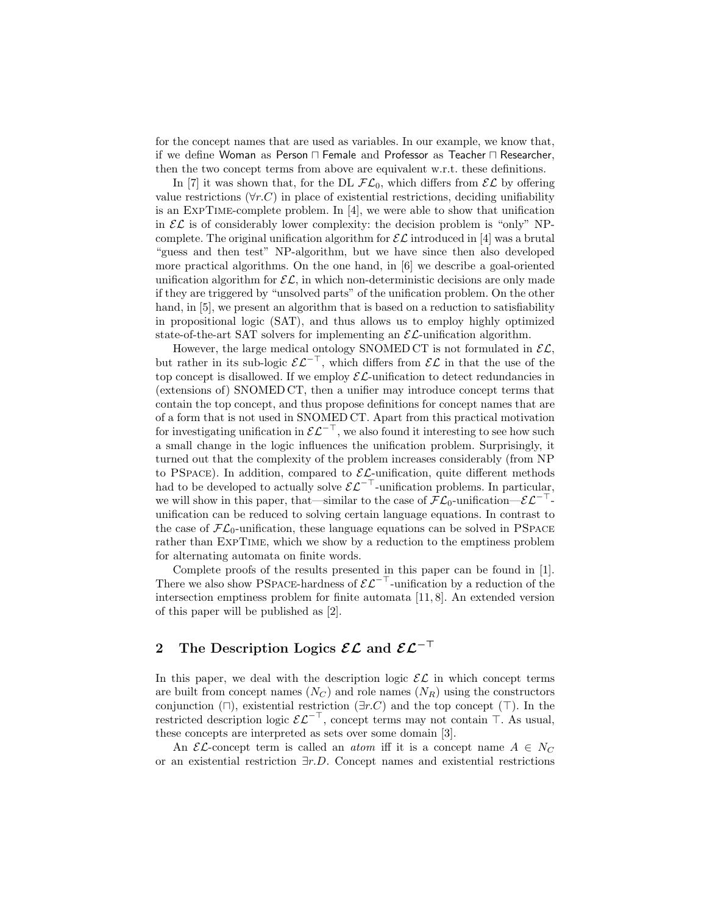for the concept names that are used as variables. In our example, we know that, if we define Woman as Person ⊓ Female and Professor as Teacher ⊓ Researcher, then the two concept terms from above are equivalent w.r.t. these definitions.

In [7] it was shown that, for the DL $\mathcal{FL}_0$, which differs from $\mathcal{EL}$ by offering value restrictions ($\forall r.C$) in place of existential restrictions, deciding unifiability is an ExpTime-complete problem. In [4], we were able to show that unification in $\mathcal{EL}$ is of considerably lower complexity: the decision problem is "only" NP-complete. The original unification algorithm for $\mathcal{EL}$ introduced in [4] was a brutal "guess and then test" NP-algorithm, but we have since then also developed more practical algorithms. On the one hand, in [6] we describe a goal-oriented unification algorithm for $\mathcal{EL}$, in which non-deterministic decisions are only made if they are triggered by "unsolved parts" of the unification problem. On the other hand, in [5], we present an algorithm that is based on a reduction to satisfiability in propositional logic (SAT), and thus allows us to employ highly optimized state-of-the-art SAT solvers for implementing an $\mathcal{EL}$-unification algorithm.

However, the large medical ontology SNOMED CT is not formulated in $\mathcal{EL}$, but rather in its sub-logic $\mathcal{EL}^{-\top}$, which differs from $\mathcal{EL}$ in that the use of the top concept is disallowed. If we employ $\mathcal{EL}$-unification to detect redundancies in (extensions of) SNOMED CT, then a unifier may introduce concept terms that contain the top concept, and thus propose definitions for concept names that are of a form that is not used in SNOMED CT. Apart from this practical motivation for investigating unification in $\mathcal{EL}^{-\top}$, we also found it interesting to see how such a small change in the logic influences the unification problem. Surprisingly, it turned out that the complexity of the problem increases considerably (from NP to PSpace). In addition, compared to $\mathcal{EL}$-unification, quite different methods had to be developed to actually solve $\mathcal{EL}^{-\top}$-unification problems. In particular, we will show in this paper, that—similar to the case of $\mathcal{FL}_0$-unification—$\mathcal{EL}^{-\top}$-unification can be reduced to solving certain language equations. In contrast to the case of $\mathcal{FL}_0$-unification, these language equations can be solved in PSpace rather than ExpTime, which we show by a reduction to the emptiness problem for alternating automata on finite words.

Complete proofs of the results presented in this paper can be found in [1]. There we also show PSpace-hardness of $\mathcal{EL}^{-\top}$-unification by a reduction of the intersection emptiness problem for finite automata [11, 8]. An extended version of this paper will be published as [2].

## 2 The Description Logics $\mathcal{EL}$ and $\mathcal{EL}^{-\top}$

In this paper, we deal with the description logic $\mathcal{EL}$ in which concept terms are built from concept names ($N_C$) and role names ($N_R$) using the constructors conjunction ($\sqcap$), existential restriction ($\exists r.C$) and the top concept ($\top$). In the restricted description logic $\mathcal{EL}^{-\top}$, concept terms may not contain $\top$. As usual, these concepts are interpreted as sets over some domain [3].

An $\mathcal{EL}$-concept term is called an *atom* iff it is a concept name $A \in N_C$ or an existential restriction $\exists r.D$. Concept names and existential restrictions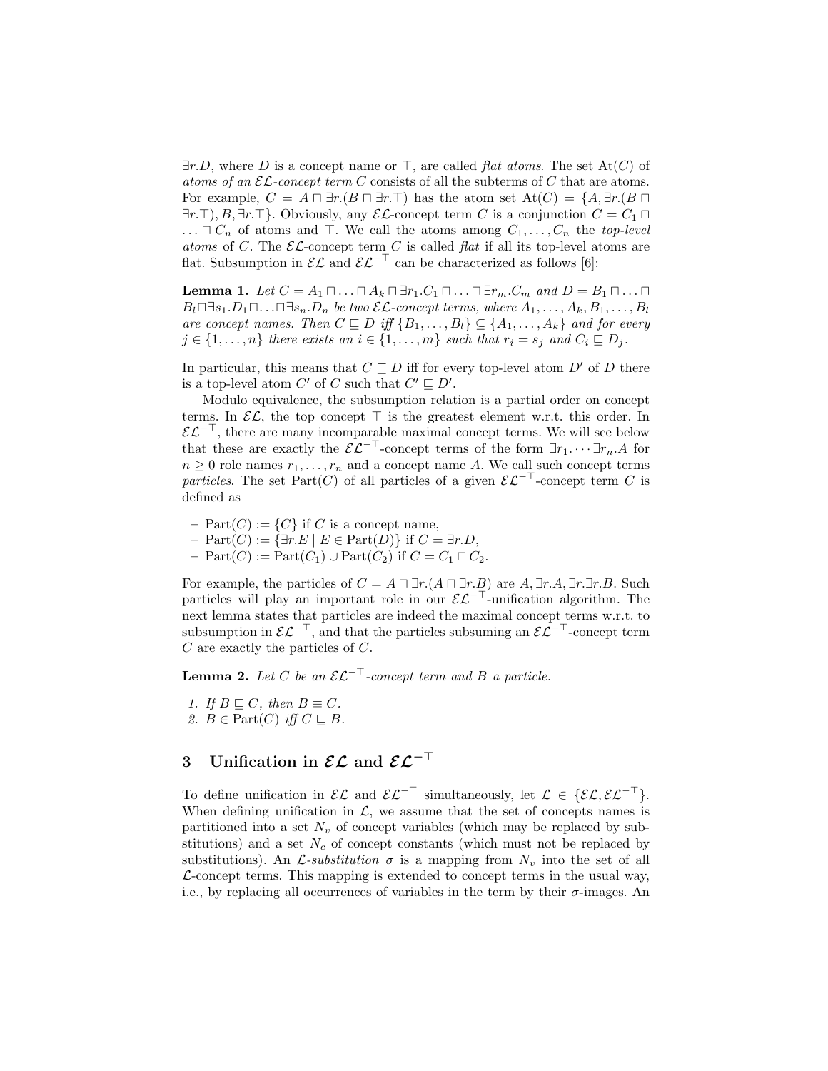$\exists r.D$, where $D$ is a concept name or $\top$, are called *flat atoms*. The set $\mathrm{At}(C)$ of *atoms of an $\mathcal{EL}$-concept term $C$* consists of all the subterms of $C$ that are atoms. For example, $C = A \sqcap \exists r.(B \sqcap \exists r.\top)$ has the atom set $\mathrm{At}(C) = \{A, \exists r.(B \sqcap \exists r.\top), B, \exists r.\top\}$. Obviously, any $\mathcal{EL}$-concept term $C$ is a conjunction $C = C_1 \sqcap \ldots \sqcap C_n$ of atoms and $\top$. We call the atoms among $C_1, \ldots, C_n$ the *top-level atoms* of $C$. The $\mathcal{EL}$-concept term $C$ is called *flat* if all its top-level atoms are flat. Subsumption in $\mathcal{EL}$ and $\mathcal{EL}^{-\top}$ can be characterized as follows [6]:

**Lemma 1.** *Let $C = A_1 \sqcap \ldots \sqcap A_k \sqcap \exists r_1.C_1 \sqcap \ldots \sqcap \exists r_m.C_m$ and $D = B_1 \sqcap \ldots \sqcap B_l \sqcap \exists s_1.D_1 \sqcap \ldots \sqcap \exists s_n.D_n$ be two $\mathcal{EL}$-concept terms, where $A_1, \ldots, A_k, B_1, \ldots, B_l$ are concept names. Then $C \sqsubseteq D$ iff $\{B_1, \ldots, B_l\} \subseteq \{A_1, \ldots, A_k\}$ and for every $j \in \{1, \ldots, n\}$ there exists an $i \in \{1, \ldots, m\}$ such that $r_i = s_j$ and $C_i \sqsubseteq D_j$.*

In particular, this means that $C \sqsubseteq D$ iff for every top-level atom $D'$ of $D$ there is a top-level atom $C'$ of $C$ such that $C' \sqsubseteq D'$.

Modulo equivalence, the subsumption relation is a partial order on concept terms. In $\mathcal{EL}$, the top concept $\top$ is the greatest element w.r.t. this order. In $\mathcal{EL}^{-\top}$, there are many incomparable maximal concept terms. We will see below that these are exactly the $\mathcal{EL}^{-\top}$-concept terms of the form $\exists r_1. \cdots \exists r_n.A$ for $n \geq 0$ role names $r_1, \ldots, r_n$ and a concept name $A$. We call such concept terms *particles*. The set $\mathrm{Part}(C)$ of all particles of a given $\mathcal{EL}^{-\top}$-concept term $C$ is defined as

- $\mathrm{Part}(C) := \{C\}$ if $C$ is a concept name,
- $\mathrm{Part}(C) := \{\exists r.E \mid E \in \mathrm{Part}(D)\}$ if $C = \exists r.D$,
- $\mathrm{Part}(C) := \mathrm{Part}(C_1) \cup \mathrm{Part}(C_2)$ if $C = C_1 \sqcap C_2$.

For example, the particles of $C = A \sqcap \exists r.(A \sqcap \exists r.B)$ are $A, \exists r.A, \exists r.\exists r.B$. Such particles will play an important role in our $\mathcal{EL}^{-\top}$-unification algorithm. The next lemma states that particles are indeed the maximal concept terms w.r.t. to subsumption in $\mathcal{EL}^{-\top}$, and that the particles subsuming an $\mathcal{EL}^{-\top}$-concept term $C$ are exactly the particles of $C$.

**Lemma 2.** *Let $C$ be an $\mathcal{EL}^{-\top}$-concept term and $B$ a particle.*

1. *If $B \sqsubseteq C$, then $B \equiv C$.*
2. *$B \in \mathrm{Part}(C)$ iff $C \sqsubseteq B$.*

## 3 Unification in $\mathcal{EL}$ and $\mathcal{EL}^{-\top}$

To define unification in $\mathcal{EL}$ and $\mathcal{EL}^{-\top}$ simultaneously, let $\mathcal{L} \in \{\mathcal{EL}, \mathcal{EL}^{-\top}\}$. When defining unification in $\mathcal{L}$, we assume that the set of concepts names is partitioned into a set $N_v$ of concept variables (which may be replaced by substitutions) and a set $N_c$ of concept constants (which must not be replaced by substitutions). An *$\mathcal{L}$-substitution* $\sigma$ is a mapping from $N_v$ into the set of all $\mathcal{L}$-concept terms. This mapping is extended to concept terms in the usual way, i.e., by replacing all occurrences of variables in the term by their $\sigma$-images. An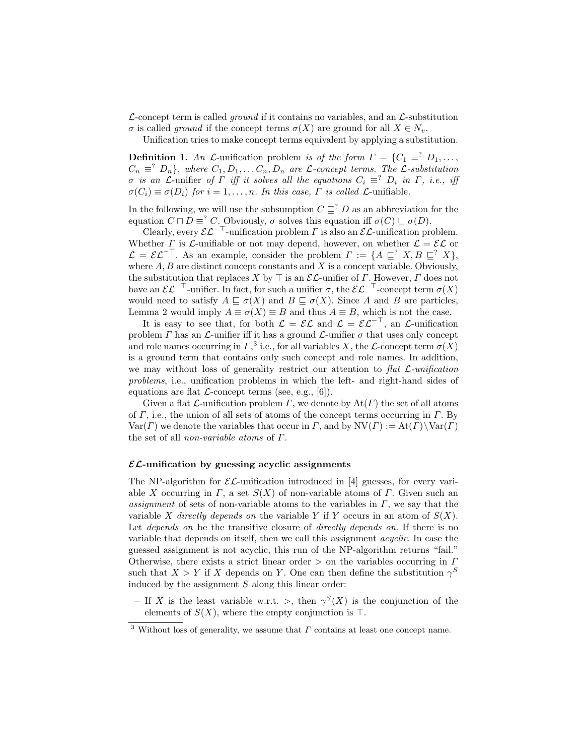$\mathcal{L}$-concept term is called *ground* if it contains no variables, and an $\mathcal{L}$-substitution $\sigma$ is called *ground* if the concept terms $\sigma(X)$ are ground for all $X \in N_v$.

Unification tries to make concept terms equivalent by applying a substitution.

**Definition 1.** *An* $\mathcal{L}$-unification problem *is of the form* $\Gamma = \{C_1 \equiv^? D_1, \ldots, C_n \equiv^? D_n\}$*, where* $C_1, D_1, \ldots C_n, D_n$ *are* $\mathcal{L}$*-concept terms. The* $\mathcal{L}$*-substitution* $\sigma$ *is an* $\mathcal{L}$-unifier *of* $\Gamma$ *iff it solves all the equations* $C_i \equiv^? D_i$ *in* $\Gamma$*, i.e., iff* $\sigma(C_i) \equiv \sigma(D_i)$ *for* $i = 1, \ldots, n$*. In this case,* $\Gamma$ *is called* $\mathcal{L}$-unifiable.

In the following, we will use the subsumption $C \sqsubseteq^? D$ as an abbreviation for the equation $C \sqcap D \equiv^? C$. Obviously, $\sigma$ solves this equation iff $\sigma(C) \sqsubseteq \sigma(D)$.

Clearly, every $\mathcal{EL}^{-\top}$-unification problem $\Gamma$ is also an $\mathcal{EL}$-unification problem. Whether $\Gamma$ is $\mathcal{L}$-unifiable or not may depend, however, on whether $\mathcal{L} = \mathcal{EL}$ or $\mathcal{L} = \mathcal{EL}^{-\top}$. As an example, consider the problem $\Gamma := \{A \sqsubseteq^? X, B \sqsubseteq^? X\}$, where $A, B$ are distinct concept constants and $X$ is a concept variable. Obviously, the substitution that replaces $X$ by $\top$ is an $\mathcal{EL}$-unifier of $\Gamma$. However, $\Gamma$ does not have an $\mathcal{EL}^{-\top}$-unifier. In fact, for such a unifier $\sigma$, the $\mathcal{EL}^{-\top}$-concept term $\sigma(X)$ would need to satisfy $A \sqsubseteq \sigma(X)$ and $B \sqsubseteq \sigma(X)$. Since $A$ and $B$ are particles, Lemma 2 would imply $A \equiv \sigma(X) \equiv B$ and thus $A \equiv B$, which is not the case.

It is easy to see that, for both $\mathcal{L} = \mathcal{EL}$ and $\mathcal{L} = \mathcal{EL}^{-\top}$, an $\mathcal{L}$-unification problem $\Gamma$ has an $\mathcal{L}$-unifier iff it has a ground $\mathcal{L}$-unifier $\sigma$ that uses only concept and role names occurring in $\Gamma$,[3] i.e., for all variables $X$, the $\mathcal{L}$-concept term $\sigma(X)$ is a ground term that contains only such concept and role names. In addition, we may without loss of generality restrict our attention to *flat* $\mathcal{L}$*-unification problems*, i.e., unification problems in which the left- and right-hand sides of equations are flat $\mathcal{L}$-concept terms (see, e.g., [6]).

Given a flat $\mathcal{L}$-unification problem $\Gamma$, we denote by $\mathrm{At}(\Gamma)$ the set of all atoms of $\Gamma$, i.e., the union of all sets of atoms of the concept terms occurring in $\Gamma$. By $\mathrm{Var}(\Gamma)$ we denote the variables that occur in $\Gamma$, and by $\mathrm{NV}(\Gamma) := \mathrm{At}(\Gamma) \setminus \mathrm{Var}(\Gamma)$ the set of all *non-variable atoms* of $\Gamma$.

#### $\mathcal{EL}$-unification by guessing acyclic assignments

The NP-algorithm for $\mathcal{EL}$-unification introduced in [4] guesses, for every variable $X$ occurring in $\Gamma$, a set $S(X)$ of non-variable atoms of $\Gamma$. Given such an *assignment* of sets of non-variable atoms to the variables in $\Gamma$, we say that the variable $X$ *directly depends on* the variable $Y$ if $Y$ occurs in an atom of $S(X)$. Let *depends on* be the transitive closure of *directly depends on*. If there is no variable that depends on itself, then we call this assignment *acyclic*. In case the guessed assignment is not acyclic, this run of the NP-algorithm returns "fail." Otherwise, there exists a strict linear order $>$ on the variables occurring in $\Gamma$ such that $X > Y$ if $X$ depends on $Y$. One can then define the substitution $\gamma^S$ induced by the assignment $S$ along this linear order:

- If $X$ is the least variable w.r.t. $>$, then $\gamma^S(X)$ is the conjunction of the elements of $S(X)$, where the empty conjunction is $\top$.

[3] Without loss of generality, we assume that $\Gamma$ contains at least one concept name.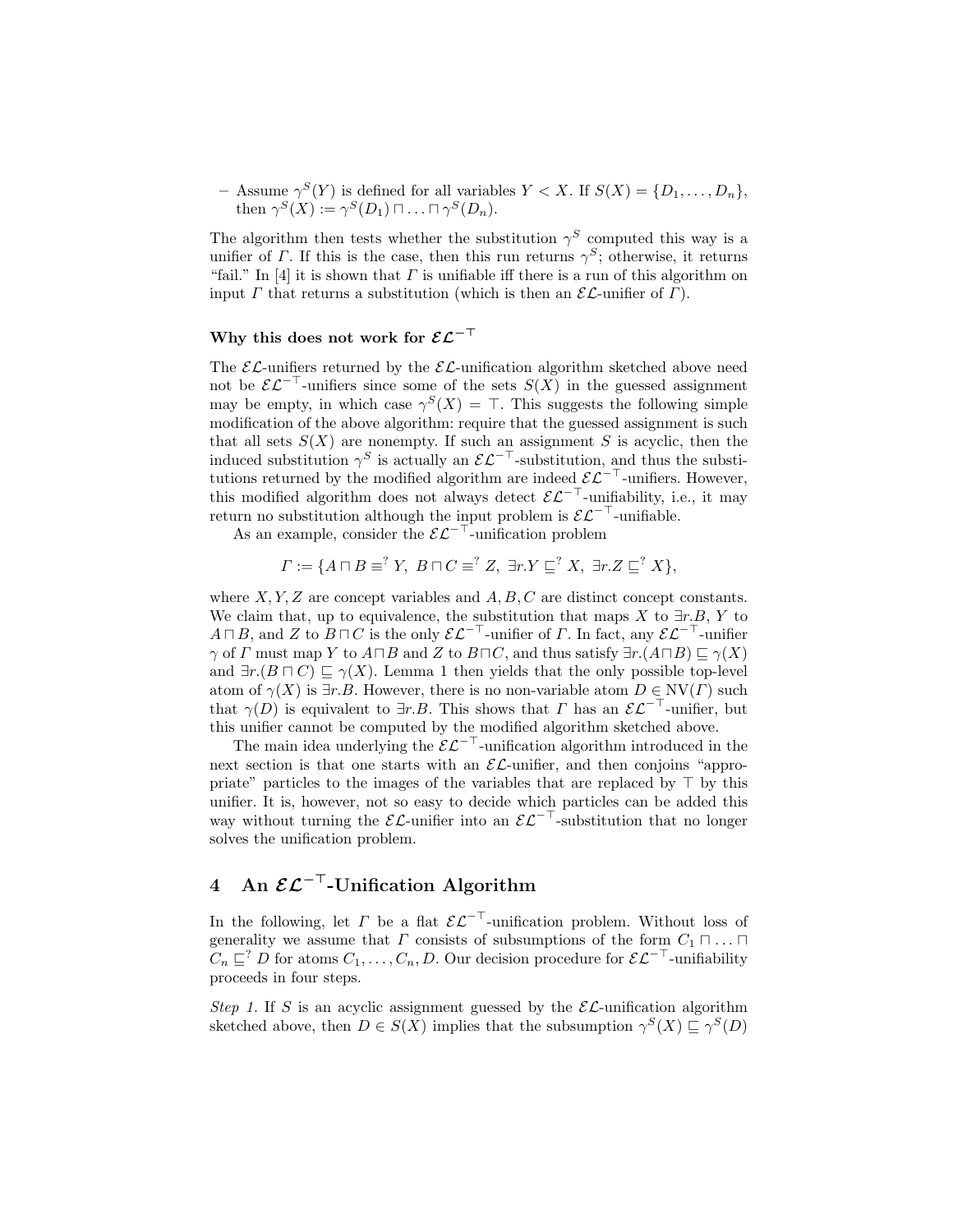– Assume $\gamma^S(Y)$ is defined for all variables $Y < X$. If $S(X) = \{D_1, \ldots, D_n\}$, then $\gamma^S(X) := \gamma^S(D_1) \sqcap \ldots \sqcap \gamma^S(D_n)$.

The algorithm then tests whether the substitution $\gamma^S$ computed this way is a unifier of $\Gamma$. If this is the case, then this run returns $\gamma^S$; otherwise, it returns "fail." In [4] it is shown that $\Gamma$ is unifiable iff there is a run of this algorithm on input $\Gamma$ that returns a substitution (which is then an $\mathcal{EL}$-unifier of $\Gamma$).

### Why this does not work for $\mathcal{EL}^{-\top}$

The $\mathcal{EL}$-unifiers returned by the $\mathcal{EL}$-unification algorithm sketched above need not be $\mathcal{EL}^{-\top}$-unifiers since some of the sets $S(X)$ in the guessed assignment may be empty, in which case $\gamma^S(X) = \top$. This suggests the following simple modification of the above algorithm: require that the guessed assignment is such that all sets $S(X)$ are nonempty. If such an assignment $S$ is acyclic, then the induced substitution $\gamma^S$ is actually an $\mathcal{EL}^{-\top}$-substitution, and thus the substitutions returned by the modified algorithm are indeed $\mathcal{EL}^{-\top}$-unifiers. However, this modified algorithm does not always detect $\mathcal{EL}^{-\top}$-unifiability, i.e., it may return no substitution although the input problem is $\mathcal{EL}^{-\top}$-unifiable.

As an example, consider the $\mathcal{EL}^{-\top}$-unification problem

$$\Gamma := \{A \sqcap B \equiv^? Y,\ B \sqcap C \equiv^? Z,\ \exists r.Y \sqsubseteq^? X,\ \exists r.Z \sqsubseteq^? X\},$$

where $X, Y, Z$ are concept variables and $A, B, C$ are distinct concept constants. We claim that, up to equivalence, the substitution that maps $X$ to $\exists r.B$, $Y$ to $A \sqcap B$, and $Z$ to $B \sqcap C$ is the only $\mathcal{EL}^{-\top}$-unifier of $\Gamma$. In fact, any $\mathcal{EL}^{-\top}$-unifier $\gamma$ of $\Gamma$ must map $Y$ to $A \sqcap B$ and $Z$ to $B \sqcap C$, and thus satisfy $\exists r.(A \sqcap B) \sqsubseteq \gamma(X)$ and $\exists r.(B \sqcap C) \sqsubseteq \gamma(X)$. Lemma 1 then yields that the only possible top-level atom of $\gamma(X)$ is $\exists r.B$. However, there is no non-variable atom $D \in \mathrm{NV}(\Gamma)$ such that $\gamma(D)$ is equivalent to $\exists r.B$. This shows that $\Gamma$ has an $\mathcal{EL}^{-\top}$-unifier, but this unifier cannot be computed by the modified algorithm sketched above.

The main idea underlying the $\mathcal{EL}^{-\top}$-unification algorithm introduced in the next section is that one starts with an $\mathcal{EL}$-unifier, and then conjoins "appropriate" particles to the images of the variables that are replaced by $\top$ by this unifier. It is, however, not so easy to decide which particles can be added this way without turning the $\mathcal{EL}$-unifier into an $\mathcal{EL}^{-\top}$-substitution that no longer solves the unification problem.

## 4 An $\mathcal{EL}^{-\top}$-Unification Algorithm

In the following, let $\Gamma$ be a flat $\mathcal{EL}^{-\top}$-unification problem. Without loss of generality we assume that $\Gamma$ consists of subsumptions of the form $C_1 \sqcap \ldots \sqcap C_n \sqsubseteq^? D$ for atoms $C_1, \ldots, C_n, D$. Our decision procedure for $\mathcal{EL}^{-\top}$-unifiability proceeds in four steps.

*Step 1.* If $S$ is an acyclic assignment guessed by the $\mathcal{EL}$-unification algorithm sketched above, then $D \in S(X)$ implies that the subsumption $\gamma^S(X) \sqsubseteq \gamma^S(D)$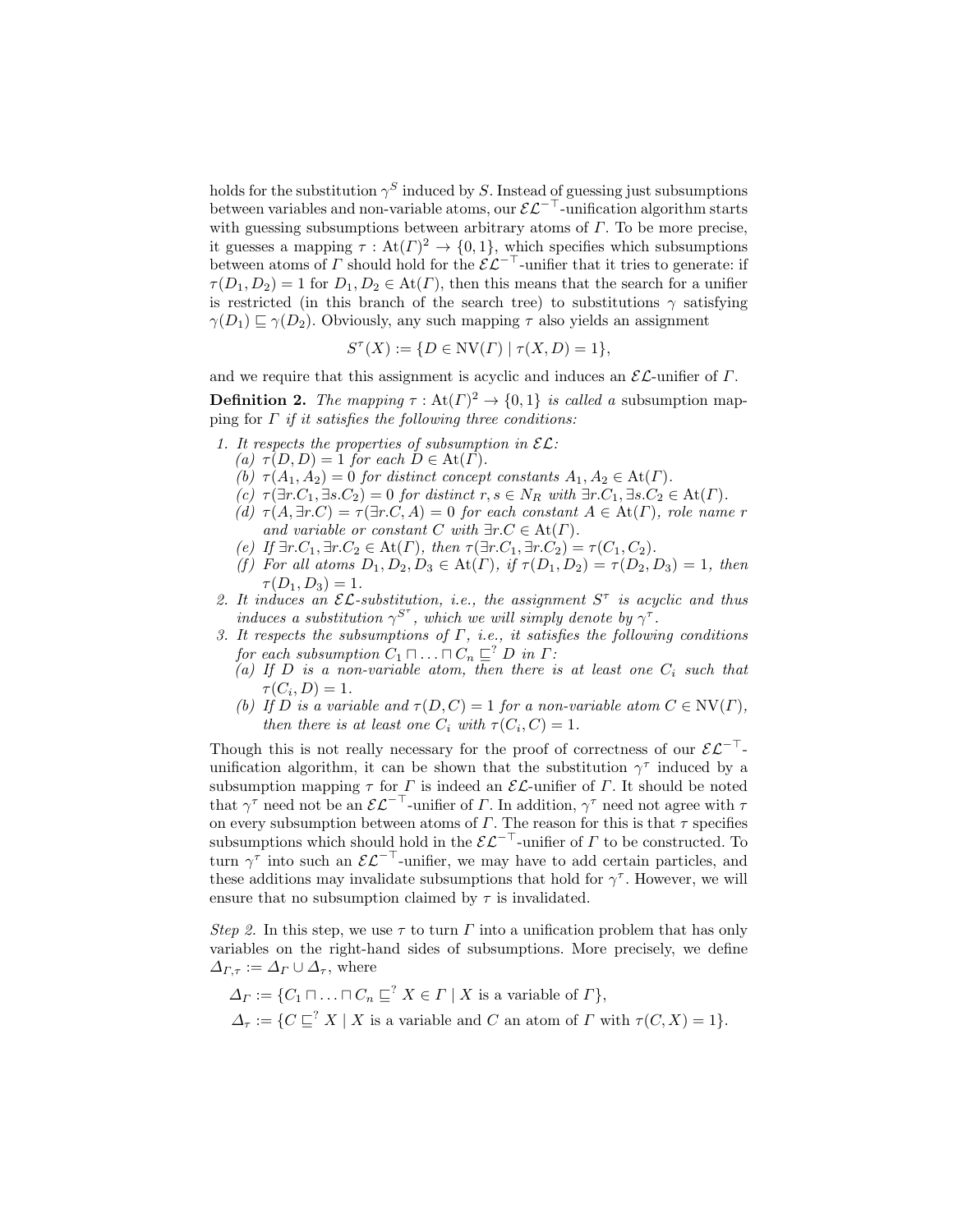holds for the substitution $\gamma^S$ induced by $S$. Instead of guessing just subsumptions between variables and non-variable atoms, our $\mathcal{EL}^{-\top}$-unification algorithm starts with guessing subsumptions between arbitrary atoms of $\Gamma$. To be more precise, it guesses a mapping $\tau : \mathrm{At}(\Gamma)^2 \to \{0, 1\}$, which specifies which subsumptions between atoms of $\Gamma$ should hold for the $\mathcal{EL}^{-\top}$-unifier that it tries to generate: if $\tau(D_1, D_2) = 1$ for $D_1, D_2 \in \mathrm{At}(\Gamma)$, then this means that the search for a unifier is restricted (in this branch of the search tree) to substitutions $\gamma$ satisfying $\gamma(D_1) \sqsubseteq \gamma(D_2)$. Obviously, any such mapping $\tau$ also yields an assignment

$$S^\tau(X) := \{D \in \mathrm{NV}(\Gamma) \mid \tau(X, D) = 1\},$$

and we require that this assignment is acyclic and induces an $\mathcal{EL}$-unifier of $\Gamma$.

**Definition 2.** *The mapping $\tau : \mathrm{At}(\Gamma)^2 \to \{0, 1\}$ is called a* subsumption mapping for $\Gamma$ *if it satisfies the following three conditions:*

1. *It respects the properties of subsumption in $\mathcal{EL}$:*
   (a) *$\tau(D, D) = 1$ for each $D \in \mathrm{At}(\Gamma)$.*
   (b) *$\tau(A_1, A_2) = 0$ for distinct concept constants $A_1, A_2 \in \mathrm{At}(\Gamma)$.*
   (c) *$\tau(\exists r.C_1, \exists s.C_2) = 0$ for distinct $r, s \in N_R$ with $\exists r.C_1, \exists s.C_2 \in \mathrm{At}(\Gamma)$.*
   (d) *$\tau(A, \exists r.C) = \tau(\exists r.C, A) = 0$ for each constant $A \in \mathrm{At}(\Gamma)$, role name $r$ and variable or constant $C$ with $\exists r.C \in \mathrm{At}(\Gamma)$.*
   (e) *If $\exists r.C_1, \exists r.C_2 \in \mathrm{At}(\Gamma)$, then $\tau(\exists r.C_1, \exists r.C_2) = \tau(C_1, C_2)$.*
   (f) *For all atoms $D_1, D_2, D_3 \in \mathrm{At}(\Gamma)$, if $\tau(D_1, D_2) = \tau(D_2, D_3) = 1$, then $\tau(D_1, D_3) = 1$.*
2. *It induces an $\mathcal{EL}$-substitution, i.e., the assignment $S^\tau$ is acyclic and thus induces a substitution $\gamma^{S^\tau}$, which we will simply denote by $\gamma^\tau$.*
3. *It respects the subsumptions of $\Gamma$, i.e., it satisfies the following conditions for each subsumption $C_1 \sqcap \ldots \sqcap C_n \sqsubseteq^? D$ in $\Gamma$:*
   (a) *If $D$ is a non-variable atom, then there is at least one $C_i$ such that $\tau(C_i, D) = 1$.*
   (b) *If $D$ is a variable and $\tau(D, C) = 1$ for a non-variable atom $C \in \mathrm{NV}(\Gamma)$, then there is at least one $C_i$ with $\tau(C_i, C) = 1$.*

Though this is not really necessary for the proof of correctness of our $\mathcal{EL}^{-\top}$-unification algorithm, it can be shown that the substitution $\gamma^\tau$ induced by a subsumption mapping $\tau$ for $\Gamma$ is indeed an $\mathcal{EL}$-unifier of $\Gamma$. It should be noted that $\gamma^\tau$ need not be an $\mathcal{EL}^{-\top}$-unifier of $\Gamma$. In addition, $\gamma^\tau$ need not agree with $\tau$ on every subsumption between atoms of $\Gamma$. The reason for this is that $\tau$ specifies subsumptions which should hold in the $\mathcal{EL}^{-\top}$-unifier of $\Gamma$ to be constructed. To turn $\gamma^\tau$ into such an $\mathcal{EL}^{-\top}$-unifier, we may have to add certain particles, and these additions may invalidate subsumptions that hold for $\gamma^\tau$. However, we will ensure that no subsumption claimed by $\tau$ is invalidated.

*Step 2.* In this step, we use $\tau$ to turn $\Gamma$ into a unification problem that has only variables on the right-hand sides of subsumptions. More precisely, we define $\Delta_{\Gamma,\tau} := \Delta_\Gamma \cup \Delta_\tau$, where

$$\Delta_\Gamma := \{C_1 \sqcap \ldots \sqcap C_n \sqsubseteq^? X \in \Gamma \mid X \text{ is a variable of } \Gamma\},$$

$$\Delta_\tau := \{C \sqsubseteq^? X \mid X \text{ is a variable and } C \text{ an atom of } \Gamma \text{ with } \tau(C, X) = 1\}.$$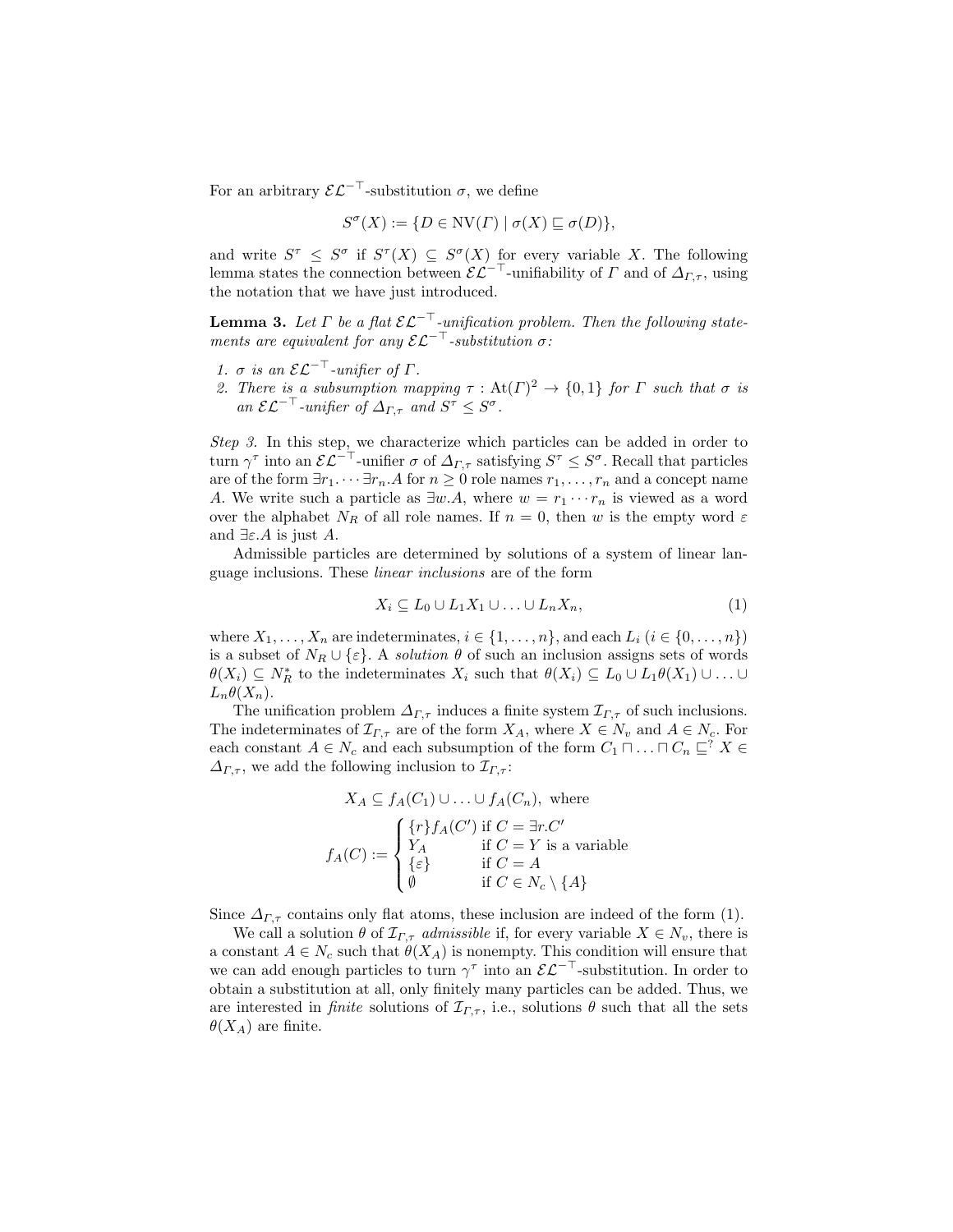For an arbitrary $\mathcal{EL}^{-\top}$-substitution $\sigma$, we define

$$S^\sigma(X) := \{D \in \mathrm{NV}(\Gamma) \mid \sigma(X) \sqsubseteq \sigma(D)\},$$

and write $S^\tau \leq S^\sigma$ if $S^\tau(X) \subseteq S^\sigma(X)$ for every variable $X$. The following lemma states the connection between $\mathcal{EL}^{-\top}$-unifiability of $\Gamma$ and of $\Delta_{\Gamma,\tau}$, using the notation that we have just introduced.

**Lemma 3.** *Let $\Gamma$ be a flat $\mathcal{EL}^{-\top}$-unification problem. Then the following statements are equivalent for any $\mathcal{EL}^{-\top}$-substitution $\sigma$:*

1. *$\sigma$ is an $\mathcal{EL}^{-\top}$-unifier of $\Gamma$.*
2. *There is a subsumption mapping $\tau : \mathrm{At}(\Gamma)^2 \to \{0,1\}$ for $\Gamma$ such that $\sigma$ is an $\mathcal{EL}^{-\top}$-unifier of $\Delta_{\Gamma,\tau}$ and $S^\tau \leq S^\sigma$.*

*Step 3.* In this step, we characterize which particles can be added in order to turn $\gamma^\tau$ into an $\mathcal{EL}^{-\top}$-unifier $\sigma$ of $\Delta_{\Gamma,\tau}$ satisfying $S^\tau \leq S^\sigma$. Recall that particles are of the form $\exists r_1.\cdots\exists r_n.A$ for $n \geq 0$ role names $r_1,\ldots,r_n$ and a concept name $A$. We write such a particle as $\exists w.A$, where $w = r_1\cdots r_n$ is viewed as a word over the alphabet $N_R$ of all role names. If $n = 0$, then $w$ is the empty word $\varepsilon$ and $\exists\varepsilon.A$ is just $A$.

Admissible particles are determined by solutions of a system of linear language inclusions. These *linear inclusions* are of the form

$$X_i \subseteq L_0 \cup L_1X_1 \cup \ldots \cup L_nX_n, \tag{1}$$

where $X_1,\ldots,X_n$ are indeterminates, $i \in \{1,\ldots,n\}$, and each $L_i$ ($i \in \{0,\ldots,n\}$) is a subset of $N_R \cup \{\varepsilon\}$. A *solution* $\theta$ of such an inclusion assigns sets of words $\theta(X_i) \subseteq N_R^*$ to the indeterminates $X_i$ such that $\theta(X_i) \subseteq L_0 \cup L_1\theta(X_1) \cup \ldots \cup L_n\theta(X_n)$.

The unification problem $\Delta_{\Gamma,\tau}$ induces a finite system $\mathcal{I}_{\Gamma,\tau}$ of such inclusions. The indeterminates of $\mathcal{I}_{\Gamma,\tau}$ are of the form $X_A$, where $X \in N_v$ and $A \in N_c$. For each constant $A \in N_c$ and each subsumption of the form $C_1 \sqcap \ldots \sqcap C_n \sqsubseteq^? X \in \Delta_{\Gamma,\tau}$, we add the following inclusion to $\mathcal{I}_{\Gamma,\tau}$:

$$X_A \subseteq f_A(C_1) \cup \ldots \cup f_A(C_n), \text{ where}$$

$$f_A(C) := \begin{cases} \{r\}f_A(C') & \text{if } C = \exists r.C' \\ Y_A & \text{if } C = Y \text{ is a variable} \\ \{\varepsilon\} & \text{if } C = A \\ \emptyset & \text{if } C \in N_c \setminus \{A\} \end{cases}$$

Since $\Delta_{\Gamma,\tau}$ contains only flat atoms, these inclusion are indeed of the form (1).

We call a solution $\theta$ of $\mathcal{I}_{\Gamma,\tau}$ *admissible* if, for every variable $X \in N_v$, there is a constant $A \in N_c$ such that $\theta(X_A)$ is nonempty. This condition will ensure that we can add enough particles to turn $\gamma^\tau$ into an $\mathcal{EL}^{-\top}$-substitution. In order to obtain a substitution at all, only finitely many particles can be added. Thus, we are interested in *finite* solutions of $\mathcal{I}_{\Gamma,\tau}$, i.e., solutions $\theta$ such that all the sets $\theta(X_A)$ are finite.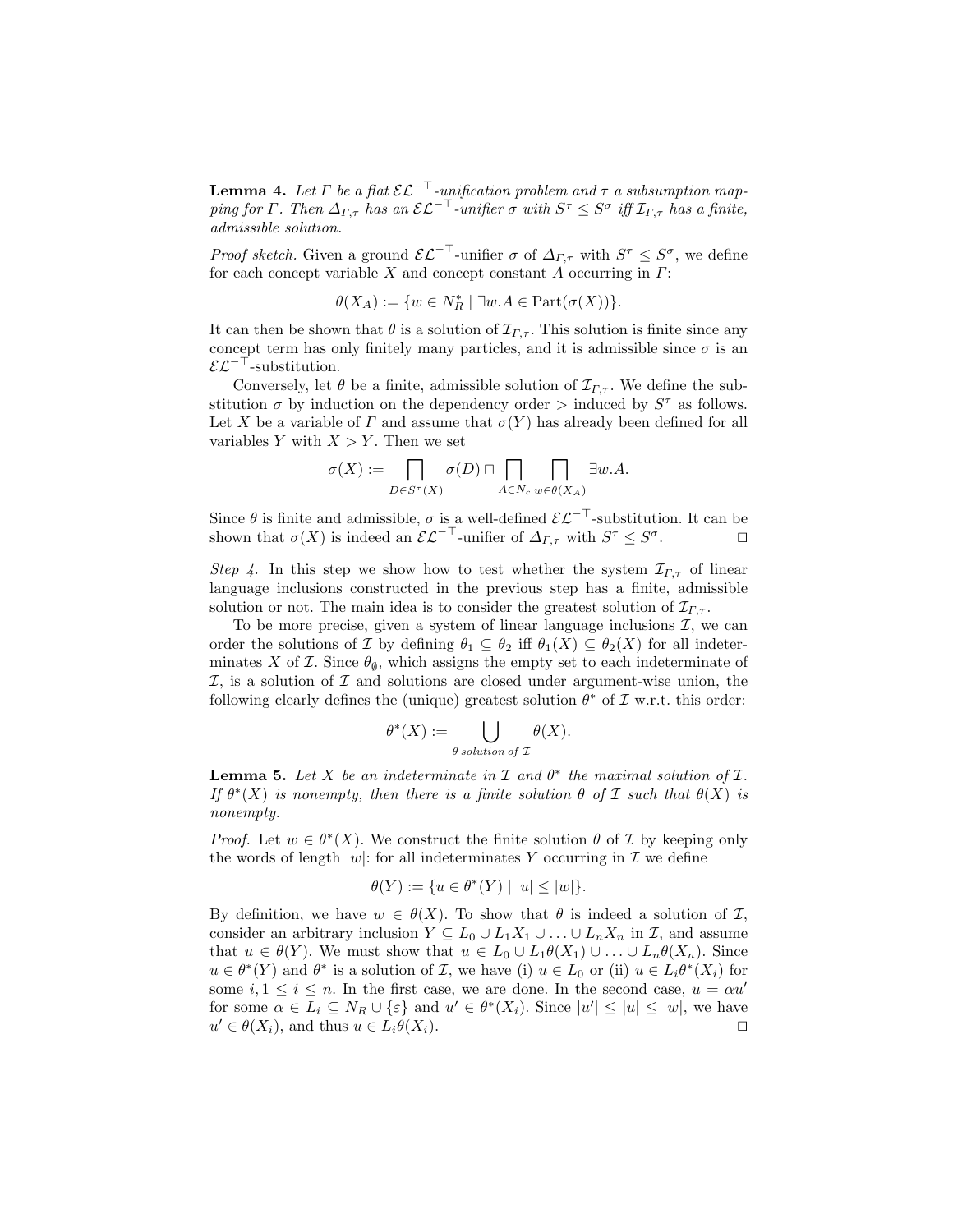**Lemma 4.** *Let $\Gamma$ be a flat $\mathcal{EL}^{-\top}$-unification problem and $\tau$ a subsumption mapping for $\Gamma$. Then $\Delta_{\Gamma,\tau}$ has an $\mathcal{EL}^{-\top}$-unifier $\sigma$ with $S^\tau \leq S^\sigma$ iff $\mathcal{I}_{\Gamma,\tau}$ has a finite, admissible solution.*

*Proof sketch.* Given a ground $\mathcal{EL}^{-\top}$-unifier $\sigma$ of $\Delta_{\Gamma,\tau}$ with $S^\tau \leq S^\sigma$, we define for each concept variable $X$ and concept constant $A$ occurring in $\Gamma$:

$$\theta(X_A) := \{w \in N_R^* \mid \exists w.A \in \mathrm{Part}(\sigma(X))\}.$$

It can then be shown that $\theta$ is a solution of $\mathcal{I}_{\Gamma,\tau}$. This solution is finite since any concept term has only finitely many particles, and it is admissible since $\sigma$ is an $\mathcal{EL}^{-\top}$-substitution.

Conversely, let $\theta$ be a finite, admissible solution of $\mathcal{I}_{\Gamma,\tau}$. We define the substitution $\sigma$ by induction on the dependency order $>$ induced by $S^\tau$ as follows. Let $X$ be a variable of $\Gamma$ and assume that $\sigma(Y)$ has already been defined for all variables $Y$ with $X > Y$. Then we set

$$\sigma(X) := \bigsqcap_{D \in S^\tau(X)} \sigma(D) \sqcap \bigsqcap_{A \in N_c} \bigsqcap_{w \in \theta(X_A)} \exists w.A.$$

Since $\theta$ is finite and admissible, $\sigma$ is a well-defined $\mathcal{EL}^{-\top}$-substitution. It can be shown that $\sigma(X)$ is indeed an $\mathcal{EL}^{-\top}$-unifier of $\Delta_{\Gamma,\tau}$ with $S^\tau \leq S^\sigma$. $\square$

*Step 4.* In this step we show how to test whether the system $\mathcal{I}_{\Gamma,\tau}$ of linear language inclusions constructed in the previous step has a finite, admissible solution or not. The main idea is to consider the greatest solution of $\mathcal{I}_{\Gamma,\tau}$.

To be more precise, given a system of linear language inclusions $\mathcal{I}$, we can order the solutions of $\mathcal{I}$ by defining $\theta_1 \subseteq \theta_2$ iff $\theta_1(X) \subseteq \theta_2(X)$ for all indeterminates $X$ of $\mathcal{I}$. Since $\theta_\emptyset$, which assigns the empty set to each indeterminate of $\mathcal{I}$, is a solution of $\mathcal{I}$ and solutions are closed under argument-wise union, the following clearly defines the (unique) greatest solution $\theta^*$ of $\mathcal{I}$ w.r.t. this order:

$$\theta^*(X) := \bigcup_{\theta \text{ solution of } \mathcal{I}} \theta(X).$$

**Lemma 5.** *Let $X$ be an indeterminate in $\mathcal{I}$ and $\theta^*$ the maximal solution of $\mathcal{I}$. If $\theta^*(X)$ is nonempty, then there is a finite solution $\theta$ of $\mathcal{I}$ such that $\theta(X)$ is nonempty.*

*Proof.* Let $w \in \theta^*(X)$. We construct the finite solution $\theta$ of $\mathcal{I}$ by keeping only the words of length $|w|$: for all indeterminates $Y$ occurring in $\mathcal{I}$ we define

$$\theta(Y) := \{u \in \theta^*(Y) \mid |u| \leq |w|\}.$$

By definition, we have $w \in \theta(X)$. To show that $\theta$ is indeed a solution of $\mathcal{I}$, consider an arbitrary inclusion $Y \subseteq L_0 \cup L_1X_1 \cup \ldots \cup L_nX_n$ in $\mathcal{I}$, and assume that $u \in \theta(Y)$. We must show that $u \in L_0 \cup L_1\theta(X_1) \cup \ldots \cup L_n\theta(X_n)$. Since $u \in \theta^*(Y)$ and $\theta^*$ is a solution of $\mathcal{I}$, we have (i) $u \in L_0$ or (ii) $u \in L_i\theta^*(X_i)$ for some $i, 1 \leq i \leq n$. In the first case, we are done. In the second case, $u = \alpha u'$ for some $\alpha \in L_i \subseteq N_R \cup \{\varepsilon\}$ and $u' \in \theta^*(X_i)$. Since $|u'| \leq |u| \leq |w|$, we have $u' \in \theta(X_i)$, and thus $u \in L_i\theta(X_i)$. $\square$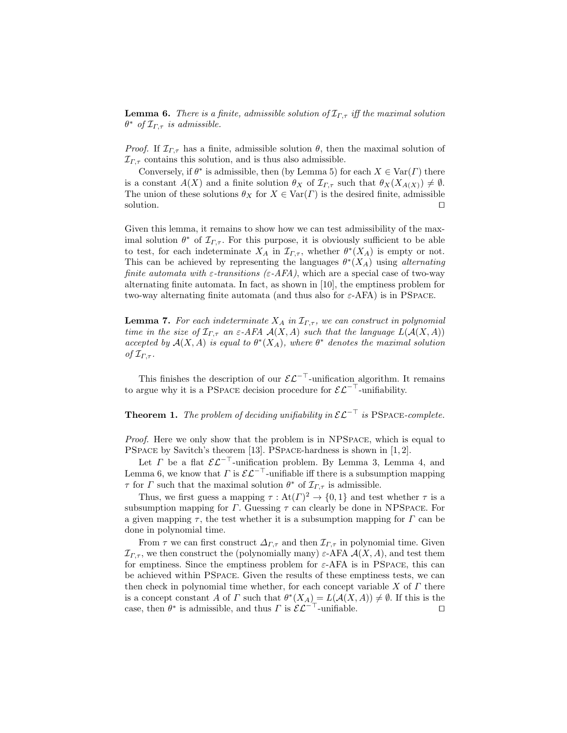**Lemma 6.** *There is a finite, admissible solution of $\mathcal{I}_{\Gamma,\tau}$ iff the maximal solution $\theta^*$ of $\mathcal{I}_{\Gamma,\tau}$ is admissible.*

*Proof.* If $\mathcal{I}_{\Gamma,\tau}$ has a finite, admissible solution $\theta$, then the maximal solution of $\mathcal{I}_{\Gamma,\tau}$ contains this solution, and is thus also admissible.

Conversely, if $\theta^*$ is admissible, then (by Lemma 5) for each $X \in \mathrm{Var}(\Gamma)$ there is a constant $A(X)$ and a finite solution $\theta_X$ of $\mathcal{I}_{\Gamma,\tau}$ such that $\theta_X(X_{A(X)}) \neq \emptyset$. The union of these solutions $\theta_X$ for $X \in \mathrm{Var}(\Gamma)$ is the desired finite, admissible solution. ⊓⊔

Given this lemma, it remains to show how we can test admissibility of the maximal solution $\theta^*$ of $\mathcal{I}_{\Gamma,\tau}$. For this purpose, it is obviously sufficient to be able to test, for each indeterminate $X_A$ in $\mathcal{I}_{\Gamma,\tau}$, whether $\theta^*(X_A)$ is empty or not. This can be achieved by representing the languages $\theta^*(X_A)$ using *alternating finite automata with $\varepsilon$-transitions ($\varepsilon$-AFA)*, which are a special case of two-way alternating finite automata. In fact, as shown in [10], the emptiness problem for two-way alternating finite automata (and thus also for $\varepsilon$-AFA) is in PSpace.

**Lemma 7.** *For each indeterminate $X_A$ in $\mathcal{I}_{\Gamma,\tau}$, we can construct in polynomial time in the size of $\mathcal{I}_{\Gamma,\tau}$ an $\varepsilon$-AFA $\mathcal{A}(X,A)$ such that the language $L(\mathcal{A}(X,A))$ accepted by $\mathcal{A}(X,A)$ is equal to $\theta^*(X_A)$, where $\theta^*$ denotes the maximal solution of $\mathcal{I}_{\Gamma,\tau}$.*

This finishes the description of our $\mathcal{EL}^{-\top}$-unification algorithm. It remains to argue why it is a PSpace decision procedure for $\mathcal{EL}^{-\top}$-unifiability.

**Theorem 1.** *The problem of deciding unifiability in $\mathcal{EL}^{-\top}$ is PSpace-complete.*

*Proof.* Here we only show that the problem is in NPSpace, which is equal to PSpace by Savitch's theorem [13]. PSpace-hardness is shown in [1, 2].

Let $\Gamma$ be a flat $\mathcal{EL}^{-\top}$-unification problem. By Lemma 3, Lemma 4, and Lemma 6, we know that $\Gamma$ is $\mathcal{EL}^{-\top}$-unifiable iff there is a subsumption mapping $\tau$ for $\Gamma$ such that the maximal solution $\theta^*$ of $\mathcal{I}_{\Gamma,\tau}$ is admissible.

Thus, we first guess a mapping $\tau : \mathrm{At}(\Gamma)^2 \to \{0, 1\}$ and test whether $\tau$ is a subsumption mapping for $\Gamma$. Guessing $\tau$ can clearly be done in NPSpace. For a given mapping $\tau$, the test whether it is a subsumption mapping for $\Gamma$ can be done in polynomial time.

From $\tau$ we can first construct $\Delta_{\Gamma,\tau}$ and then $\mathcal{I}_{\Gamma,\tau}$ in polynomial time. Given $\mathcal{I}_{\Gamma,\tau}$, we then construct the (polynomially many) $\varepsilon$-AFA $\mathcal{A}(X,A)$, and test them for emptiness. Since the emptiness problem for $\varepsilon$-AFA is in PSpace, this can be achieved within PSpace. Given the results of these emptiness tests, we can then check in polynomial time whether, for each concept variable $X$ of $\Gamma$ there is a concept constant $A$ of $\Gamma$ such that $\theta^*(X_A) = L(\mathcal{A}(X,A)) \neq \emptyset$. If this is the case, then $\theta^*$ is admissible, and thus $\Gamma$ is $\mathcal{EL}^{-\top}$-unifiable. ⊓⊔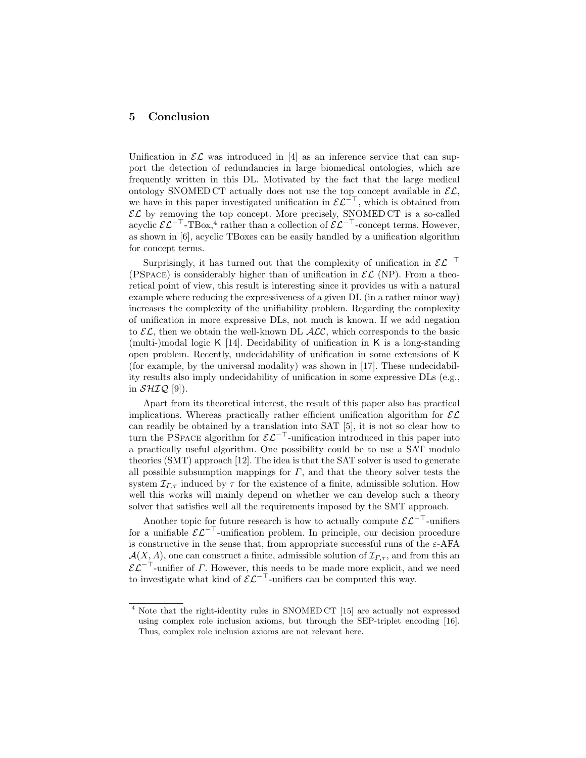## 5 Conclusion

Unification in $\mathcal{EL}$ was introduced in [4] as an inference service that can support the detection of redundancies in large biomedical ontologies, which are frequently written in this DL. Motivated by the fact that the large medical ontology SNOMED CT actually does not use the top concept available in $\mathcal{EL}$, we have in this paper investigated unification in $\mathcal{EL}^{-\top}$, which is obtained from $\mathcal{EL}$ by removing the top concept. More precisely, SNOMED CT is a so-called acyclic $\mathcal{EL}^{-\top}$-TBox,[4] rather than a collection of $\mathcal{EL}^{-\top}$-concept terms. However, as shown in [6], acyclic TBoxes can be easily handled by a unification algorithm for concept terms.

Surprisingly, it has turned out that the complexity of unification in $\mathcal{EL}^{-\top}$ (PSPACE) is considerably higher than of unification in $\mathcal{EL}$ (NP). From a theoretical point of view, this result is interesting since it provides us with a natural example where reducing the expressiveness of a given DL (in a rather minor way) increases the complexity of the unifiability problem. Regarding the complexity of unification in more expressive DLs, not much is known. If we add negation to $\mathcal{EL}$, then we obtain the well-known DL $\mathcal{ALC}$, which corresponds to the basic (multi-)modal logic $\mathsf{K}$ [14]. Decidability of unification in $\mathsf{K}$ is a long-standing open problem. Recently, undecidability of unification in some extensions of $\mathsf{K}$ (for example, by the universal modality) was shown in [17]. These undecidability results also imply undecidability of unification in some expressive DLs (e.g., in $\mathcal{SHIQ}$ [9]).

Apart from its theoretical interest, the result of this paper also has practical implications. Whereas practically rather efficient unification algorithm for $\mathcal{EL}$ can readily be obtained by a translation into SAT [5], it is not so clear how to turn the PSPACE algorithm for $\mathcal{EL}^{-\top}$-unification introduced in this paper into a practically useful algorithm. One possibility could be to use a SAT modulo theories (SMT) approach [12]. The idea is that the SAT solver is used to generate all possible subsumption mappings for $\Gamma$, and that the theory solver tests the system $\mathcal{I}_{\Gamma,\tau}$ induced by $\tau$ for the existence of a finite, admissible solution. How well this works will mainly depend on whether we can develop such a theory solver that satisfies well all the requirements imposed by the SMT approach.

Another topic for future research is how to actually compute $\mathcal{EL}^{-\top}$-unifiers for a unifiable $\mathcal{EL}^{-\top}$-unification problem. In principle, our decision procedure is constructive in the sense that, from appropriate successful runs of the $\varepsilon$-AFA $\mathcal{A}(X, A)$, one can construct a finite, admissible solution of $\mathcal{I}_{\Gamma,\tau}$, and from this an $\mathcal{EL}^{-\top}$-unifier of $\Gamma$. However, this needs to be made more explicit, and we need to investigate what kind of $\mathcal{EL}^{-\top}$-unifiers can be computed this way.

---

[4] Note that the right-identity rules in SNOMED CT [15] are actually not expressed using complex role inclusion axioms, but through the SEP-triplet encoding [16]. Thus, complex role inclusion axioms are not relevant here.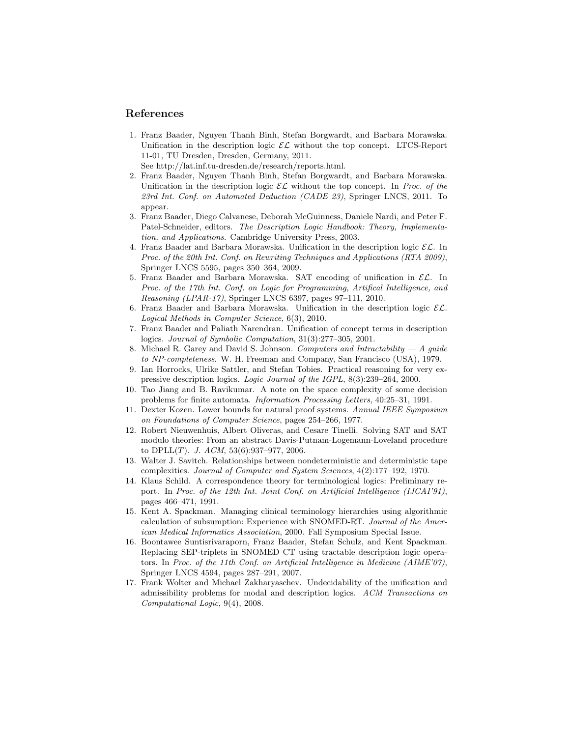## References

1. Franz Baader, Nguyen Thanh Binh, Stefan Borgwardt, and Barbara Morawska. Unification in the description logic $\mathcal{EL}$ without the top concept. LTCS-Report 11-01, TU Dresden, Dresden, Germany, 2011.
   See http://lat.inf.tu-dresden.de/research/reports.html.
2. Franz Baader, Nguyen Thanh Binh, Stefan Borgwardt, and Barbara Morawska. Unification in the description logic $\mathcal{EL}$ without the top concept. In *Proc. of the 23rd Int. Conf. on Automated Deduction (CADE 23)*, Springer LNCS, 2011. To appear.
3. Franz Baader, Diego Calvanese, Deborah McGuinness, Daniele Nardi, and Peter F. Patel-Schneider, editors. *The Description Logic Handbook: Theory, Implementation, and Applications*. Cambridge University Press, 2003.
4. Franz Baader and Barbara Morawska. Unification in the description logic $\mathcal{EL}$. In *Proc. of the 20th Int. Conf. on Rewriting Techniques and Applications (RTA 2009)*, Springer LNCS 5595, pages 350–364, 2009.
5. Franz Baader and Barbara Morawska. SAT encoding of unification in $\mathcal{EL}$. In *Proc. of the 17th Int. Conf. on Logic for Programming, Artifical Intelligence, and Reasoning (LPAR-17)*, Springer LNCS 6397, pages 97–111, 2010.
6. Franz Baader and Barbara Morawska. Unification in the description logic $\mathcal{EL}$. *Logical Methods in Computer Science*, 6(3), 2010.
7. Franz Baader and Paliath Narendran. Unification of concept terms in description logics. *Journal of Symbolic Computation*, 31(3):277–305, 2001.
8. Michael R. Garey and David S. Johnson. *Computers and Intractability — A guide to NP-completeness*. W. H. Freeman and Company, San Francisco (USA), 1979.
9. Ian Horrocks, Ulrike Sattler, and Stefan Tobies. Practical reasoning for very expressive description logics. *Logic Journal of the IGPL*, 8(3):239–264, 2000.
10. Tao Jiang and B. Ravikumar. A note on the space complexity of some decision problems for finite automata. *Information Processing Letters*, 40:25–31, 1991.
11. Dexter Kozen. Lower bounds for natural proof systems. *Annual IEEE Symposium on Foundations of Computer Science*, pages 254–266, 1977.
12. Robert Nieuwenhuis, Albert Oliveras, and Cesare Tinelli. Solving SAT and SAT modulo theories: From an abstract Davis-Putnam-Logemann-Loveland procedure to DPLL($T$). *J. ACM*, 53(6):937–977, 2006.
13. Walter J. Savitch. Relationships between nondeterministic and deterministic tape complexities. *Journal of Computer and System Sciences*, 4(2):177–192, 1970.
14. Klaus Schild. A correspondence theory for terminological logics: Preliminary report. In *Proc. of the 12th Int. Joint Conf. on Artificial Intelligence (IJCAI'91)*, pages 466–471, 1991.
15. Kent A. Spackman. Managing clinical terminology hierarchies using algorithmic calculation of subsumption: Experience with SNOMED-RT. *Journal of the American Medical Informatics Association*, 2000. Fall Symposium Special Issue.
16. Boontawee Suntisrivaraporn, Franz Baader, Stefan Schulz, and Kent Spackman. Replacing SEP-triplets in SNOMED CT using tractable description logic operators. In *Proc. of the 11th Conf. on Artificial Intelligence in Medicine (AIME'07)*, Springer LNCS 4594, pages 287–291, 2007.
17. Frank Wolter and Michael Zakharyaschev. Undecidability of the unification and admissibility problems for modal and description logics. *ACM Transactions on Computational Logic*, 9(4), 2008.